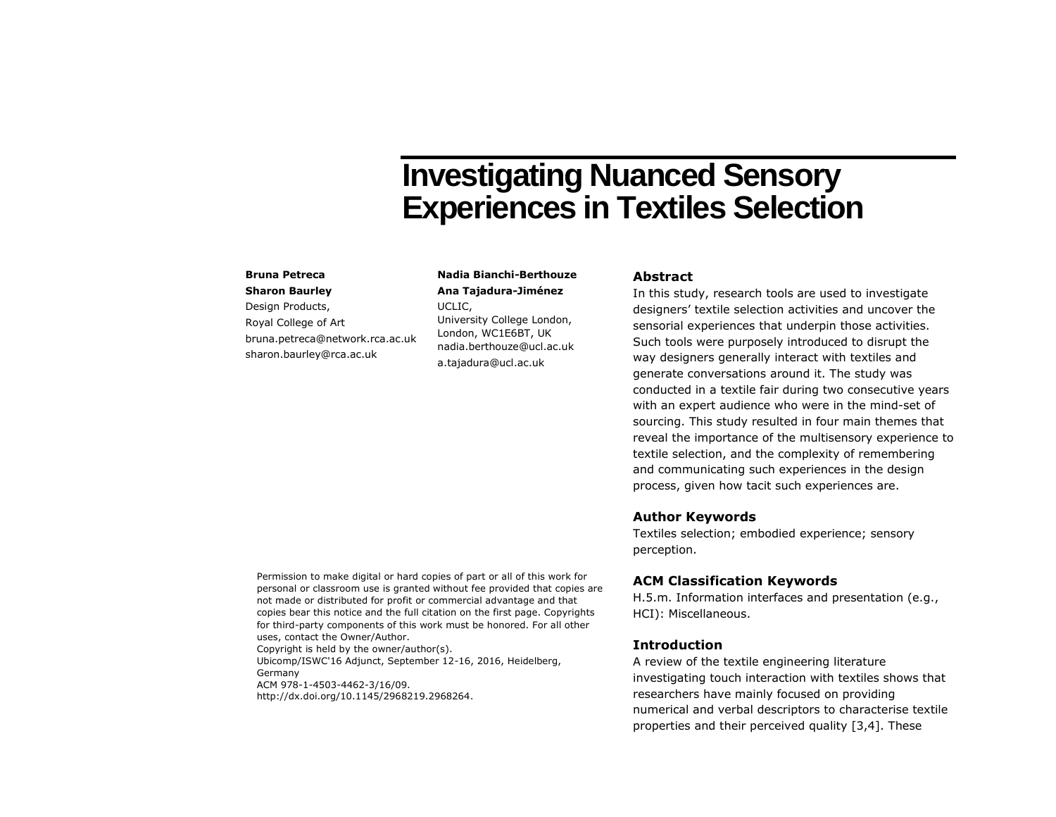# Investigating Nuanced Sensory Experiences in Textiles Selection

**Bruna Petreca**
**Sharon Baurley**
Design Products,
Royal College of Art
bruna.petreca@network.rca.ac.uk
sharon.baurley@rca.ac.uk

**Nadia Bianchi-Berthouze**
**Ana Tajadura-Jiménez**
UCLIC,
University College London,
London, WC1E6BT, UK
nadia.berthouze@ucl.ac.uk
a.tajadura@ucl.ac.uk

Permission to make digital or hard copies of part or all of this work for personal or classroom use is granted without fee provided that copies are not made or distributed for profit or commercial advantage and that copies bear this notice and the full citation on the first page. Copyrights for third-party components of this work must be honored. For all other uses, contact the Owner/Author.
Copyright is held by the owner/author(s).
Ubicomp/ISWC'16 Adjunct, September 12-16, 2016, Heidelberg, Germany
ACM 978-1-4503-4462-3/16/09.
http://dx.doi.org/10.1145/2968219.2968264.

## Abstract

In this study, research tools are used to investigate designers' textile selection activities and uncover the sensorial experiences that underpin those activities. Such tools were purposely introduced to disrupt the way designers generally interact with textiles and generate conversations around it. The study was conducted in a textile fair during two consecutive years with an expert audience who were in the mind-set of sourcing. This study resulted in four main themes that reveal the importance of the multisensory experience to textile selection, and the complexity of remembering and communicating such experiences in the design process, given how tacit such experiences are.

## Author Keywords

Textiles selection; embodied experience; sensory perception.

## ACM Classification Keywords

H.5.m. Information interfaces and presentation (e.g., HCI): Miscellaneous.

## Introduction

A review of the textile engineering literature investigating touch interaction with textiles shows that researchers have mainly focused on providing numerical and verbal descriptors to characterise textile properties and their perceived quality [3,4]. These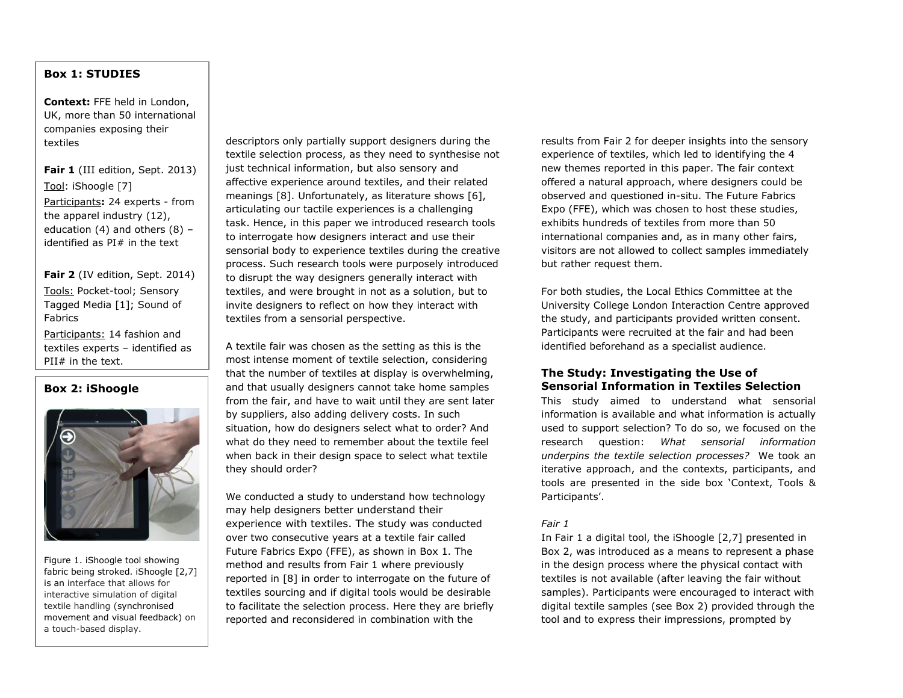**Box 1: STUDIES**

**Context:** FFE held in London, UK, more than 50 international companies exposing their textiles

**Fair 1** (III edition, Sept. 2013)

Tool: iShoogle [7]

Participants**:** 24 experts - from the apparel industry (12), education (4) and others (8) – identified as PI# in the text

**Fair 2** (IV edition, Sept. 2014)

Tools: Pocket-tool; Sensory Tagged Media [1]; Sound of Fabrics

Participants: 14 fashion and textiles experts – identified as PII# in the text.

**Box 2: iShoogle**

Figure 1. iShoogle tool showing fabric being stroked. iShoogle [2,7] is an interface that allows for interactive simulation of digital textile handling (synchronised movement and visual feedback) on a touch-based display.

descriptors only partially support designers during the textile selection process, as they need to synthesise not just technical information, but also sensory and affective experience around textiles, and their related meanings [8]. Unfortunately, as literature shows [6], articulating our tactile experiences is a challenging task. Hence, in this paper we introduced research tools to interrogate how designers interact and use their sensorial body to experience textiles during the creative process. Such research tools were purposely introduced to disrupt the way designers generally interact with textiles, and were brought in not as a solution, but to invite designers to reflect on how they interact with textiles from a sensorial perspective.

A textile fair was chosen as the setting as this is the most intense moment of textile selection, considering that the number of textiles at display is overwhelming, and that usually designers cannot take home samples from the fair, and have to wait until they are sent later by suppliers, also adding delivery costs. In such situation, how do designers select what to order? And what do they need to remember about the textile feel when back in their design space to select what textile they should order?

We conducted a study to understand how technology may help designers better understand their experience with textiles. The study was conducted over two consecutive years at a textile fair called Future Fabrics Expo (FFE), as shown in Box 1. The method and results from Fair 1 where previously reported in [8] in order to interrogate on the future of textiles sourcing and if digital tools would be desirable to facilitate the selection process. Here they are briefly reported and reconsidered in combination with the results from Fair 2 for deeper insights into the sensory experience of textiles, which led to identifying the 4 new themes reported in this paper. The fair context offered a natural approach, where designers could be observed and questioned in-situ. The Future Fabrics Expo (FFE), which was chosen to host these studies, exhibits hundreds of textiles from more than 50 international companies and, as in many fairs, visitors are not allowed to collect samples immediately but rather request them.

For both studies, the Local Ethics Committee at the University College London Interaction Centre approved the study, and participants provided written consent. Participants were recruited at the fair and had been identified beforehand as a specialist audience.

## The Study: Investigating the Use of Sensorial Information in Textiles Selection

This study aimed to understand what sensorial information is available and what information is actually used to support selection? To do so, we focused on the research question: *What sensorial information underpins the textile selection processes?* We took an iterative approach, and the contexts, participants, and tools are presented in the side box 'Context, Tools & Participants'.

*Fair 1*

In Fair 1 a digital tool, the iShoogle [2,7] presented in Box 2, was introduced as a means to represent a phase in the design process where the physical contact with textiles is not available (after leaving the fair without samples). Participants were encouraged to interact with digital textile samples (see Box 2) provided through the tool and to express their impressions, prompted by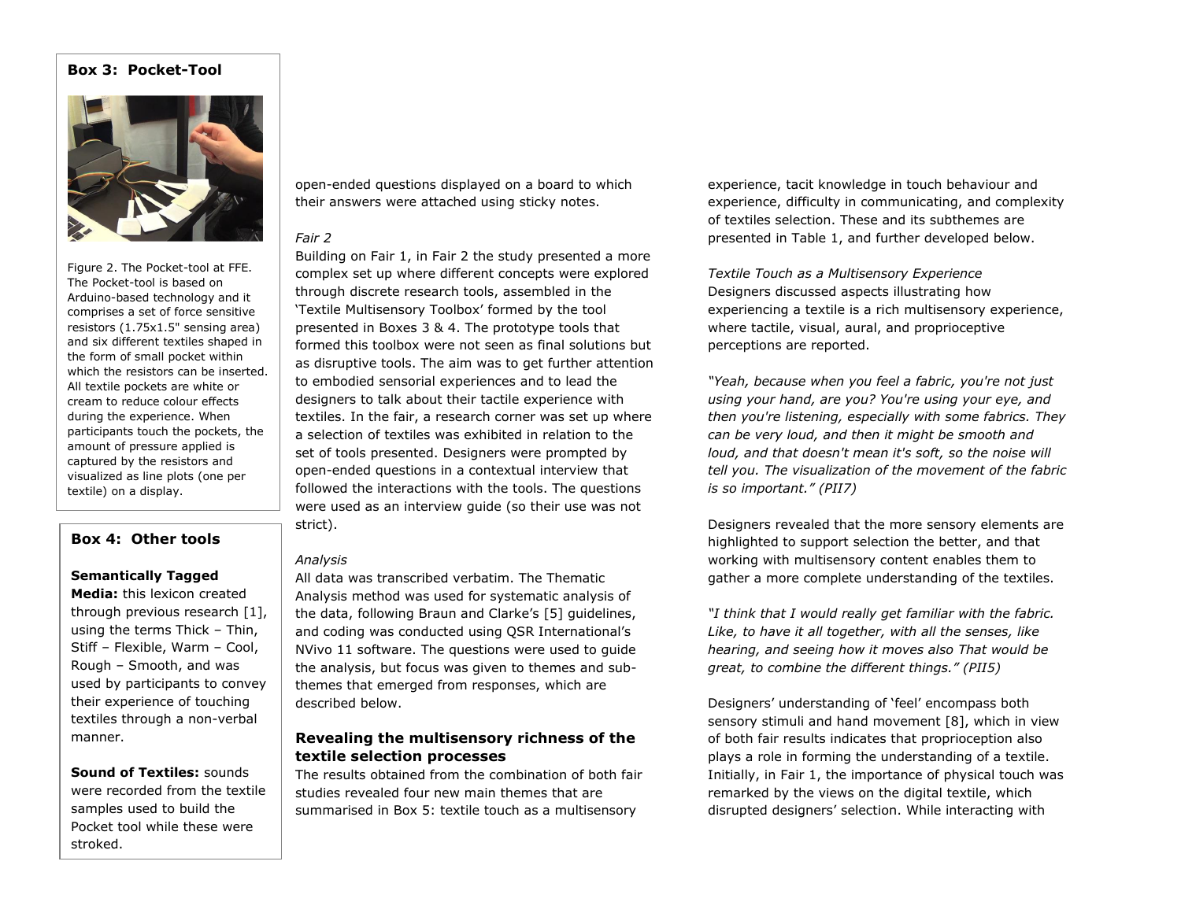**Box 3: Pocket-Tool**

Figure 2. The Pocket-tool at FFE. The Pocket-tool is based on Arduino-based technology and it comprises a set of force sensitive resistors (1.75x1.5" sensing area) and six different textiles shaped in the form of small pocket within which the resistors can be inserted. All textile pockets are white or cream to reduce colour effects during the experience. When participants touch the pockets, the amount of pressure applied is captured by the resistors and visualized as line plots (one per textile) on a display.

**Box 4: Other tools**

**Semantically Tagged Media:** this lexicon created through previous research [1], using the terms Thick – Thin, Stiff – Flexible, Warm – Cool, Rough – Smooth, and was used by participants to convey their experience of touching textiles through a non-verbal manner.

**Sound of Textiles:** sounds were recorded from the textile samples used to build the Pocket tool while these were stroked.

open-ended questions displayed on a board to which their answers were attached using sticky notes.

*Fair 2*

Building on Fair 1, in Fair 2 the study presented a more complex set up where different concepts were explored through discrete research tools, assembled in the 'Textile Multisensory Toolbox' formed by the tool presented in Boxes 3 & 4. The prototype tools that formed this toolbox were not seen as final solutions but as disruptive tools. The aim was to get further attention to embodied sensorial experiences and to lead the designers to talk about their tactile experience with textiles. In the fair, a research corner was set up where a selection of textiles was exhibited in relation to the set of tools presented. Designers were prompted by open-ended questions in a contextual interview that followed the interactions with the tools. The questions were used as an interview guide (so their use was not strict).

*Analysis*

All data was transcribed verbatim. The Thematic Analysis method was used for systematic analysis of the data, following Braun and Clarke's [5] guidelines, and coding was conducted using QSR International's NVivo 11 software. The questions were used to guide the analysis, but focus was given to themes and sub-themes that emerged from responses, which are described below.

### Revealing the multisensory richness of the textile selection processes

The results obtained from the combination of both fair studies revealed four new main themes that are summarised in Box 5: textile touch as a multisensory experience, tacit knowledge in touch behaviour and experience, difficulty in communicating, and complexity of textiles selection. These and its subthemes are presented in Table 1, and further developed below.

*Textile Touch as a Multisensory Experience*

Designers discussed aspects illustrating how experiencing a textile is a rich multisensory experience, where tactile, visual, aural, and proprioceptive perceptions are reported.

*"Yeah, because when you feel a fabric, you're not just using your hand, are you? You're using your eye, and then you're listening, especially with some fabrics. They can be very loud, and then it might be smooth and loud, and that doesn't mean it's soft, so the noise will tell you. The visualization of the movement of the fabric is so important." (PII7)*

Designers revealed that the more sensory elements are highlighted to support selection the better, and that working with multisensory content enables them to gather a more complete understanding of the textiles.

*"I think that I would really get familiar with the fabric. Like, to have it all together, with all the senses, like hearing, and seeing how it moves also That would be great, to combine the different things." (PII5)*

Designers' understanding of 'feel' encompass both sensory stimuli and hand movement [8], which in view of both fair results indicates that proprioception also plays a role in forming the understanding of a textile. Initially, in Fair 1, the importance of physical touch was remarked by the views on the digital textile, which disrupted designers' selection. While interacting with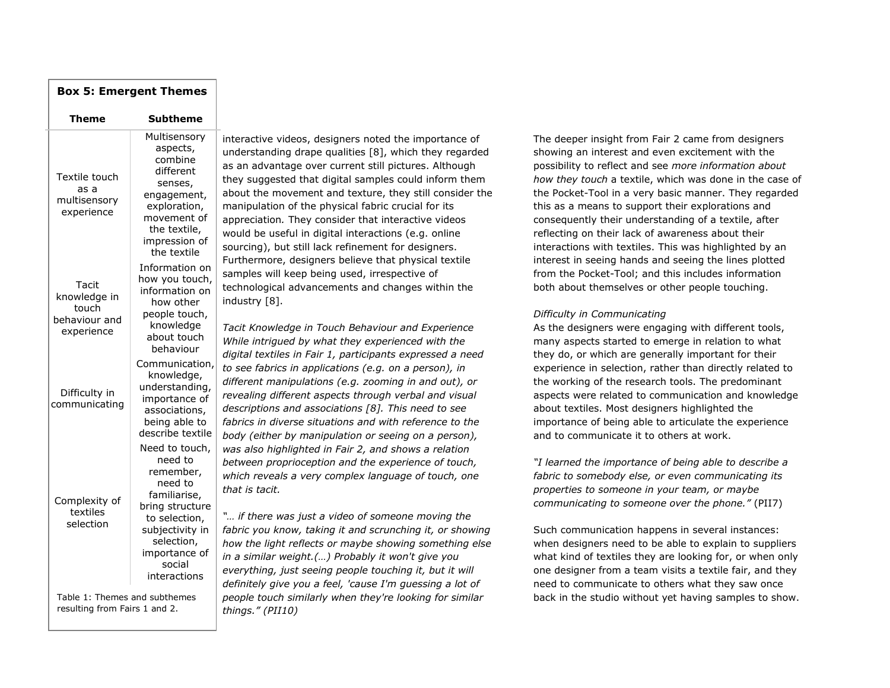**Box 5: Emergent Themes**

| Theme | Subtheme |
|---|---|
| Textile touch as a multisensory experience | Multisensory aspects, combine different senses, engagement, exploration, movement of the textile, impression of the textile |
| Tacit knowledge in touch behaviour and experience | Information on how you touch, information on how other people touch, knowledge about touch behaviour |
| Difficulty in communicating | Communication, knowledge, understanding, importance of associations, being able to describe textile |
| Complexity of textiles selection | Need to touch, need to remember, need to familiarise, bring structure to selection, subjectivity in selection, importance of social interactions |

Table 1: Themes and subthemes resulting from Fairs 1 and 2.

interactive videos, designers noted the importance of understanding drape qualities [8], which they regarded as an advantage over current still pictures. Although they suggested that digital samples could inform them about the movement and texture, they still consider the manipulation of the physical fabric crucial for its appreciation. They consider that interactive videos would be useful in digital interactions (e.g. online sourcing), but still lack refinement for designers. Furthermore, designers believe that physical textile samples will keep being used, irrespective of technological advancements and changes within the industry [8].

*Tacit Knowledge in Touch Behaviour and Experience*
*While intrigued by what they experienced with the digital textiles in Fair 1, participants expressed a need to see fabrics in applications (e.g. on a person), in different manipulations (e.g. zooming in and out), or revealing different aspects through verbal and visual descriptions and associations [8]. This need to see fabrics in diverse situations and with reference to the body (either by manipulation or seeing on a person), was also highlighted in Fair 2, and shows a relation between proprioception and the experience of touch, which reveals a very complex language of touch, one that is tacit.*

*"… if there was just a video of someone moving the fabric you know, taking it and scrunching it, or showing how the light reflects or maybe showing something else in a similar weight.(…) Probably it won't give you everything, just seeing people touch it, but it will definitely give you a feel, 'cause I'm guessing a lot of people touch similarly when they're looking for similar things." (PII10)*

The deeper insight from Fair 2 came from designers showing an interest and even excitement with the possibility to reflect and see *more information about how they touch* a textile, which was done in the case of the Pocket-Tool in a very basic manner. They regarded this as a means to support their explorations and consequently their understanding of a textile, after reflecting on their lack of awareness about their interactions with textiles. This was highlighted by an interest in seeing hands and seeing the lines plotted from the Pocket-Tool; and this includes information both about themselves or other people touching.

*Difficulty in Communicating*
As the designers were engaging with different tools, many aspects started to emerge in relation to what they do, or which are generally important for their experience in selection, rather than directly related to the working of the research tools. The predominant aspects were related to communication and knowledge about textiles. Most designers highlighted the importance of being able to articulate the experience and to communicate it to others at work.

*"I learned the importance of being able to describe a fabric to somebody else, or even communicating its properties to someone in your team, or maybe communicating to someone over the phone."* (PII7)

Such communication happens in several instances: when designers need to be able to explain to suppliers what kind of textiles they are looking for, or when only one designer from a team visits a textile fair, and they need to communicate to others what they saw once back in the studio without yet having samples to show.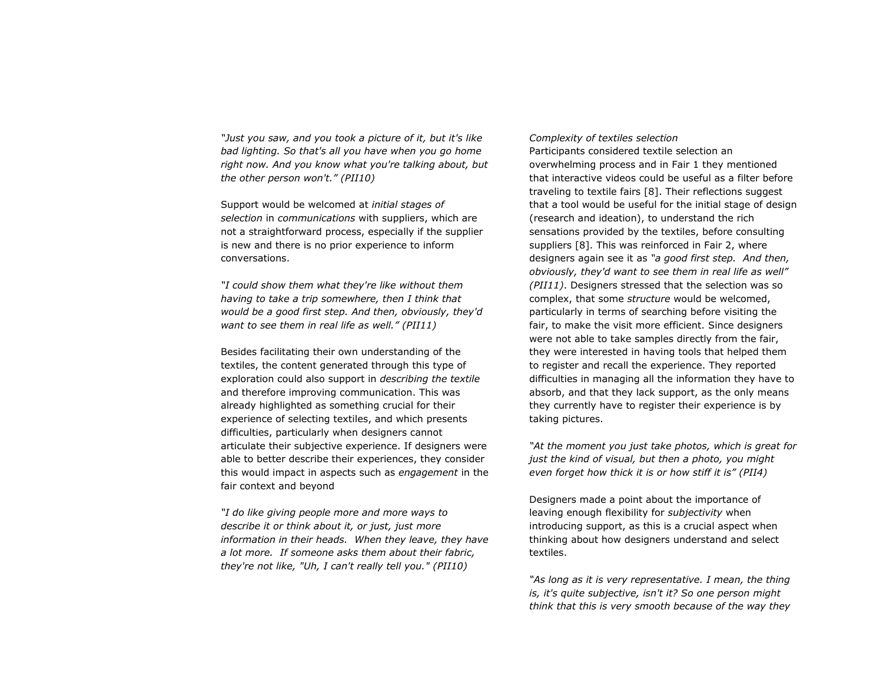*"Just you saw, and you took a picture of it, but it's like bad lighting. So that's all you have when you go home right now. And you know what you're talking about, but the other person won't." (PII10)*

Support would be welcomed at *initial stages of selection* in *communications* with suppliers, which are not a straightforward process, especially if the supplier is new and there is no prior experience to inform conversations.

*"I could show them what they're like without them having to take a trip somewhere, then I think that would be a good first step. And then, obviously, they'd want to see them in real life as well." (PII11)*

Besides facilitating their own understanding of the textiles, the content generated through this type of exploration could also support in *describing the textile* and therefore improving communication. This was already highlighted as something crucial for their experience of selecting textiles, and which presents difficulties, particularly when designers cannot articulate their subjective experience. If designers were able to better describe their experiences, they consider this would impact in aspects such as *engagement* in the fair context and beyond

*"I do like giving people more and more ways to describe it or think about it, or just, just more information in their heads. When they leave, they have a lot more. If someone asks them about their fabric, they're not like, "Uh, I can't really tell you." (PII10)*

*Complexity of textiles selection*

Participants considered textile selection an overwhelming process and in Fair 1 they mentioned that interactive videos could be useful as a filter before traveling to textile fairs [8]. Their reflections suggest that a tool would be useful for the initial stage of design (research and ideation), to understand the rich sensations provided by the textiles, before consulting suppliers [8]. This was reinforced in Fair 2, where designers again see it as *"a good first step. And then, obviously, they'd want to see them in real life as well" (PII11)*. Designers stressed that the selection was so complex, that some *structure* would be welcomed, particularly in terms of searching before visiting the fair, to make the visit more efficient. Since designers were not able to take samples directly from the fair, they were interested in having tools that helped them to register and recall the experience. They reported difficulties in managing all the information they have to absorb, and that they lack support, as the only means they currently have to register their experience is by taking pictures.

*"At the moment you just take photos, which is great for just the kind of visual, but then a photo, you might even forget how thick it is or how stiff it is" (PII4)*

Designers made a point about the importance of leaving enough flexibility for *subjectivity* when introducing support, as this is a crucial aspect when thinking about how designers understand and select textiles.

*"As long as it is very representative. I mean, the thing is, it's quite subjective, isn't it? So one person might think that this is very smooth because of the way they*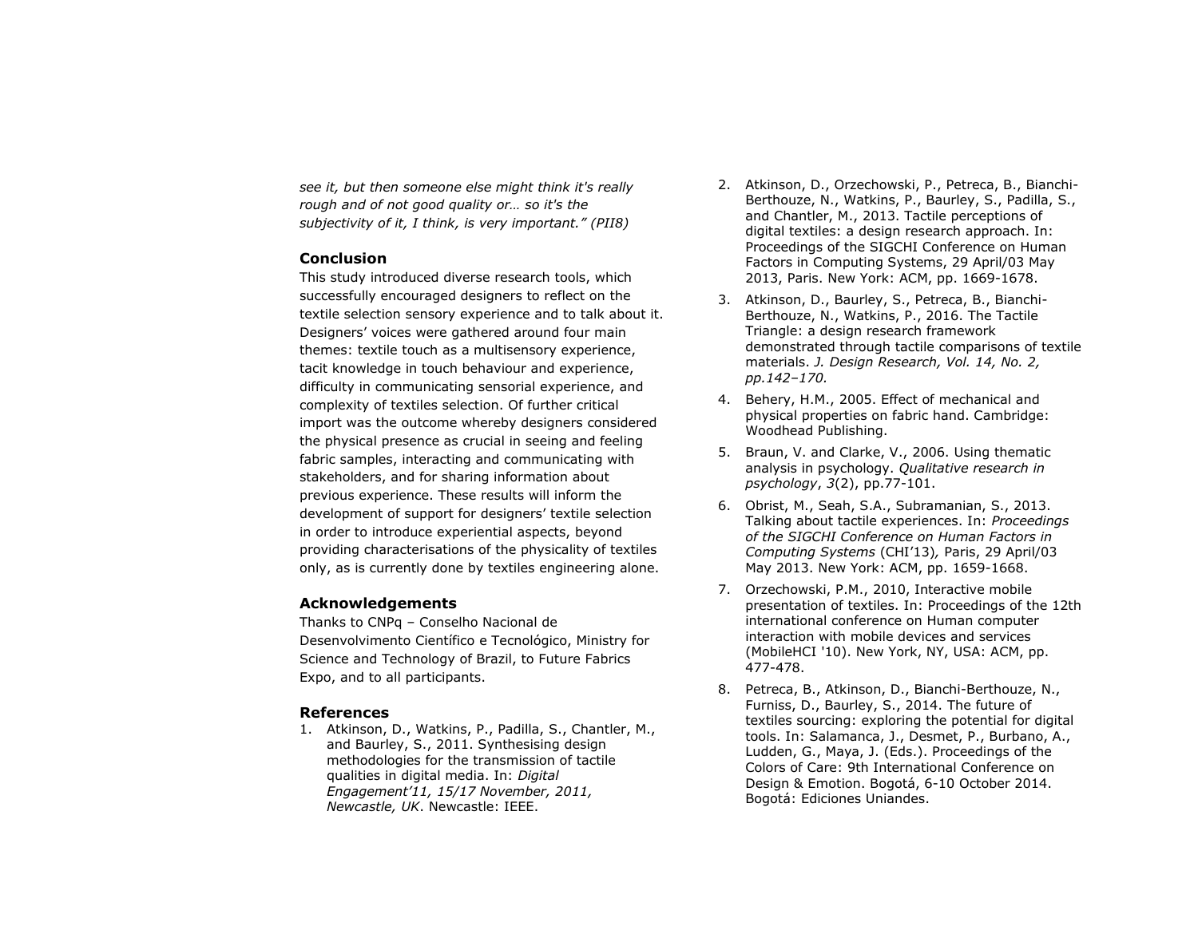*see it, but then someone else might think it's really rough and of not good quality or… so it's the subjectivity of it, I think, is very important." (PII8)*

### Conclusion

This study introduced diverse research tools, which successfully encouraged designers to reflect on the textile selection sensory experience and to talk about it. Designers' voices were gathered around four main themes: textile touch as a multisensory experience, tacit knowledge in touch behaviour and experience, difficulty in communicating sensorial experience, and complexity of textiles selection. Of further critical import was the outcome whereby designers considered the physical presence as crucial in seeing and feeling fabric samples, interacting and communicating with stakeholders, and for sharing information about previous experience. These results will inform the development of support for designers' textile selection in order to introduce experiential aspects, beyond providing characterisations of the physicality of textiles only, as is currently done by textiles engineering alone.

### Acknowledgements

Thanks to CNPq – Conselho Nacional de Desenvolvimento Científico e Tecnológico, Ministry for Science and Technology of Brazil, to Future Fabrics Expo, and to all participants.

### References

1. Atkinson, D., Watkins, P., Padilla, S., Chantler, M., and Baurley, S., 2011. Synthesising design methodologies for the transmission of tactile qualities in digital media. In: *Digital Engagement'11, 15/17 November, 2011, Newcastle, UK*. Newcastle: IEEE.
2. Atkinson, D., Orzechowski, P., Petreca, B., Bianchi-Berthouze, N., Watkins, P., Baurley, S., Padilla, S., and Chantler, M., 2013. Tactile perceptions of digital textiles: a design research approach. In: Proceedings of the SIGCHI Conference on Human Factors in Computing Systems, 29 April/03 May 2013, Paris. New York: ACM, pp. 1669-1678.
3. Atkinson, D., Baurley, S., Petreca, B., Bianchi-Berthouze, N., Watkins, P., 2016. The Tactile Triangle: a design research framework demonstrated through tactile comparisons of textile materials. *J. Design Research, Vol. 14, No. 2, pp.142–170.*
4. Behery, H.M., 2005. Effect of mechanical and physical properties on fabric hand. Cambridge: Woodhead Publishing.
5. Braun, V. and Clarke, V., 2006. Using thematic analysis in psychology. *Qualitative research in psychology*, *3*(2), pp.77-101.
6. Obrist, M., Seah, S.A., Subramanian, S., 2013. Talking about tactile experiences. In: *Proceedings of the SIGCHI Conference on Human Factors in Computing Systems* (CHI'13)*,* Paris, 29 April/03 May 2013. New York: ACM, pp. 1659-1668.
7. Orzechowski, P.M., 2010, Interactive mobile presentation of textiles. In: Proceedings of the 12th international conference on Human computer interaction with mobile devices and services (MobileHCI '10). New York, NY, USA: ACM, pp. 477-478.
8. Petreca, B., Atkinson, D., Bianchi-Berthouze, N., Furniss, D., Baurley, S., 2014. The future of textiles sourcing: exploring the potential for digital tools. In: Salamanca, J., Desmet, P., Burbano, A., Ludden, G., Maya, J. (Eds.). Proceedings of the Colors of Care: 9th International Conference on Design & Emotion. Bogotá, 6-10 October 2014. Bogotá: Ediciones Uniandes.